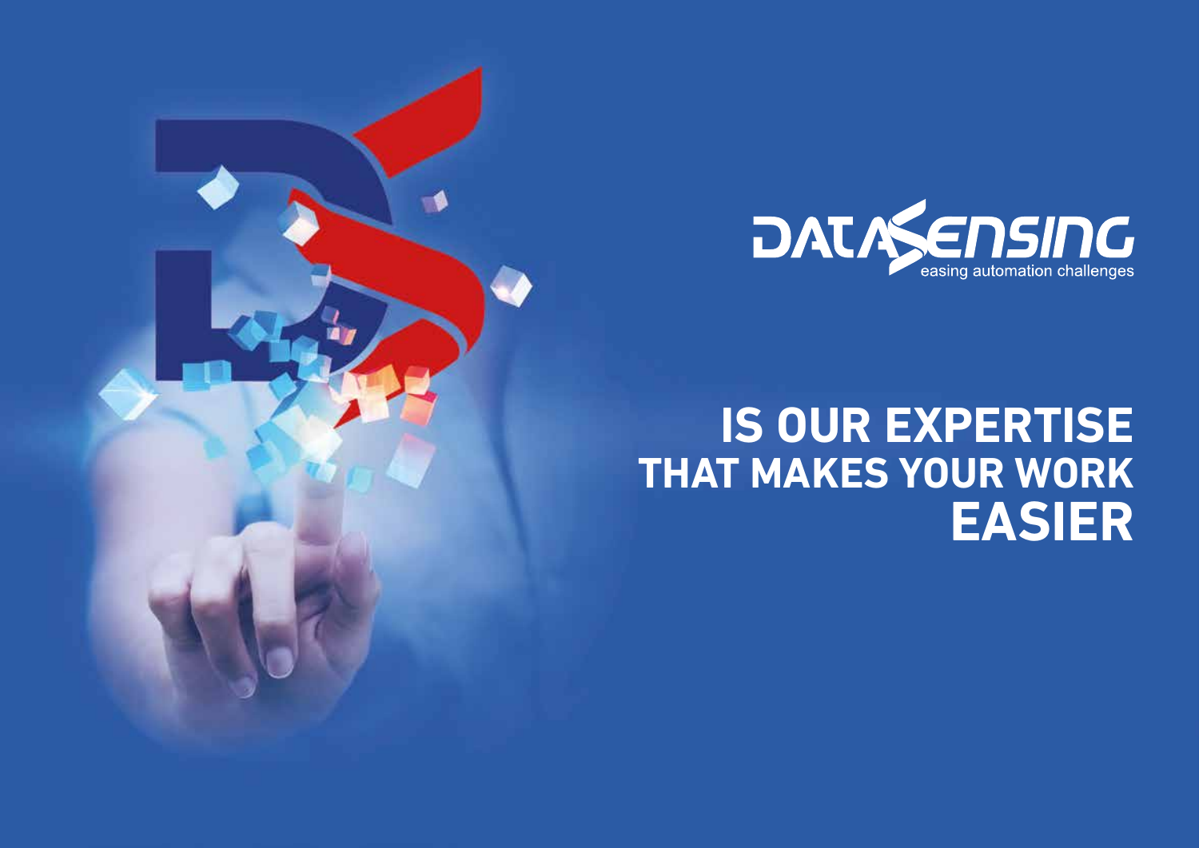DATASENSING

easing automation challenges

# IS OUR EXPERTISE THAT MAKES YOUR WORK EASIER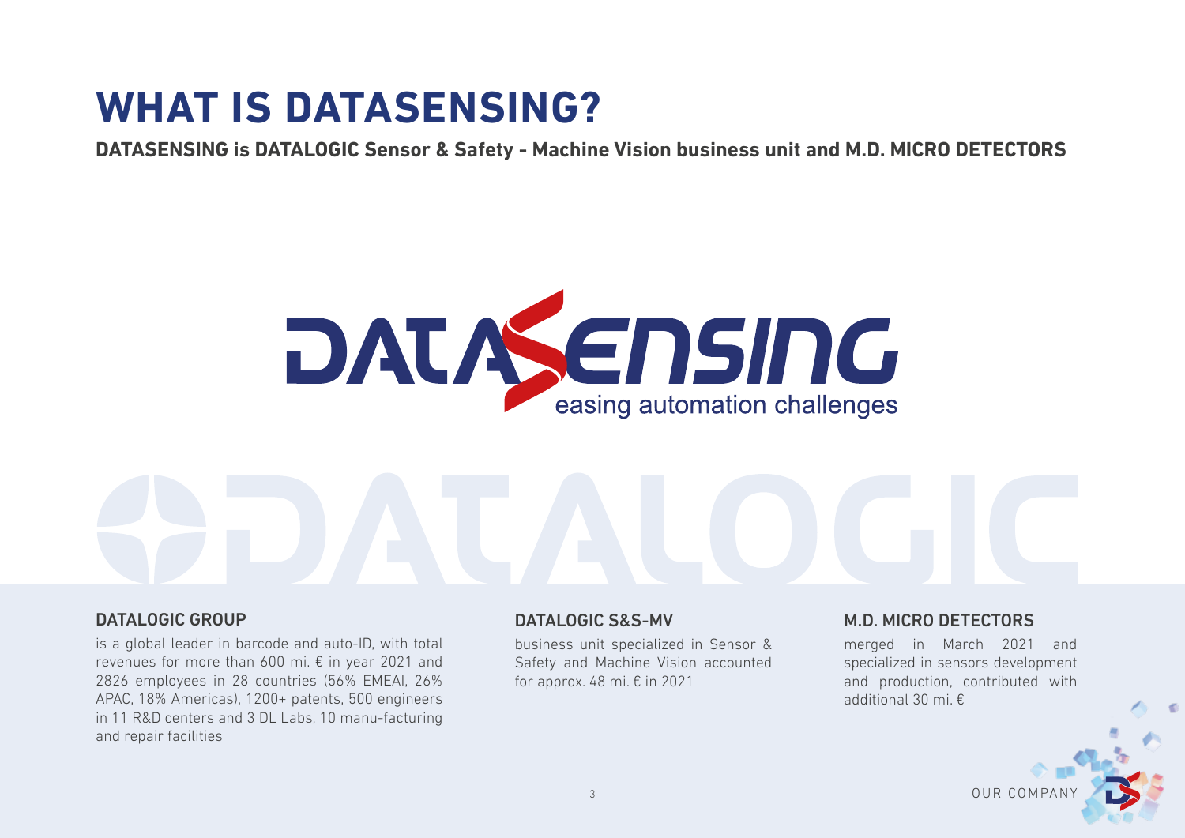# WHAT IS DATASENSING?

**DATASENSING is DATALOGIC Sensor & Safety - Machine Vision business unit and M.D. MICRO DETECTORS**

DATASENSING
easing automation challenges

### DATALOGIC GROUP

is a global leader in barcode and auto-ID, with total revenues for more than 600 mi. € in year 2021 and 2826 employees in 28 countries (56% EMEAI, 26% APAC, 18% Americas), 1200+ patents, 500 engineers in 11 R&D centers and 3 DL Labs, 10 manu-facturing and repair facilities

### DATALOGIC S&S-MV

business unit specialized in Sensor & Safety and Machine Vision accounted for approx. 48 mi. € in 2021

### M.D. MICRO DETECTORS

merged in March 2021 and specialized in sensors development and production, contributed with additional 30 mi. €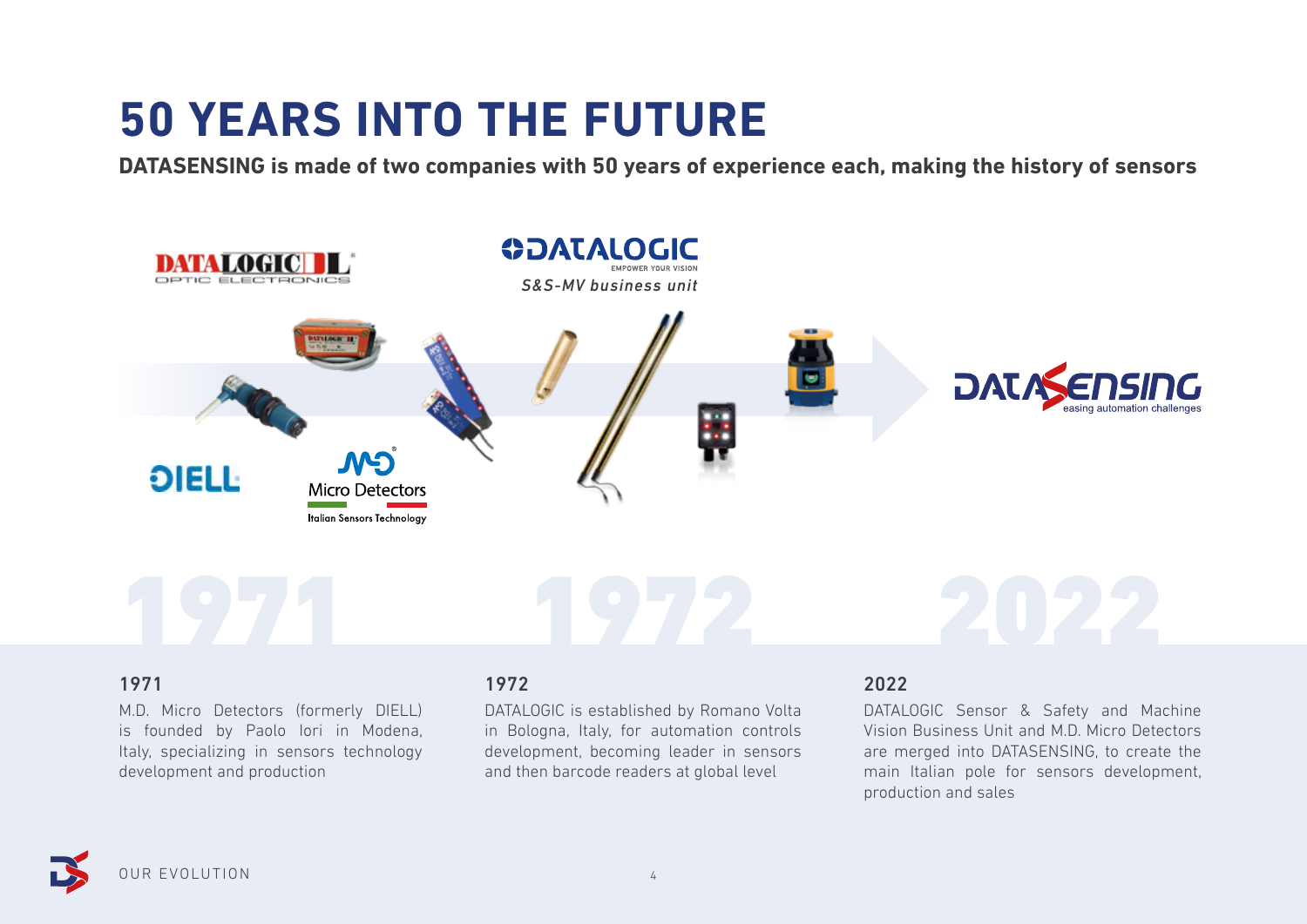# 50 YEARS INTO THE FUTURE

**DATASENSING is made of two companies with 50 years of experience each, making the history of sensors**

### 1971

M.D. Micro Detectors (formerly DIELL) is founded by Paolo Iori in Modena, Italy, specializing in sensors technology development and production

### 1972

DATALOGIC is established by Romano Volta in Bologna, Italy, for automation controls development, becoming leader in sensors and then barcode readers at global level

### 2022

DATALOGIC Sensor & Safety and Machine Vision Business Unit and M.D. Micro Detectors are merged into DATASENSING, to create the main Italian pole for sensors development, production and sales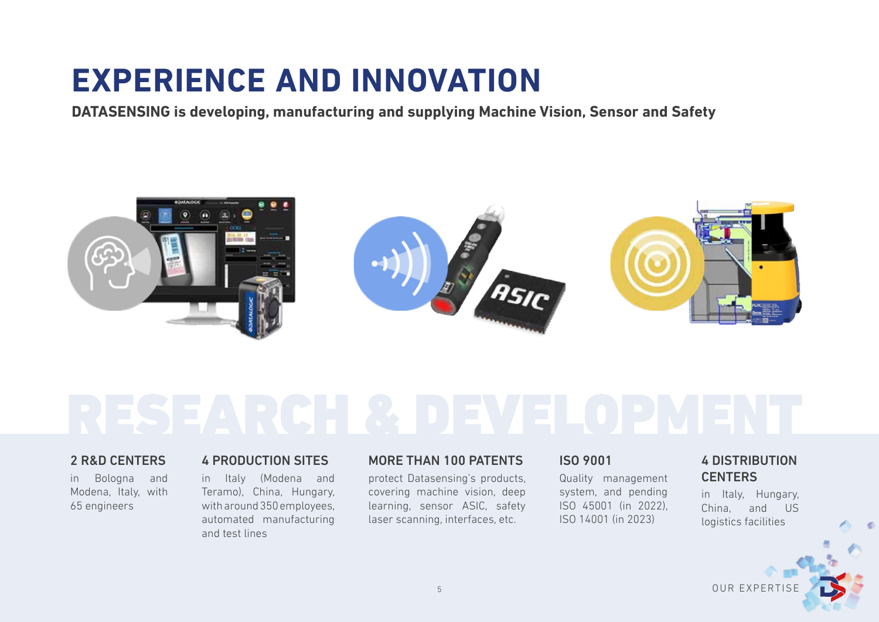# EXPERIENCE AND INNOVATION

**DATASENSING is developing, manufacturing and supplying Machine Vision, Sensor and Safety**

## RESEARCH & DEVELOPMENT

### 2 R&D CENTERS

in Bologna and Modena, Italy, with 65 engineers

### 4 PRODUCTION SITES

in Italy (Modena and Teramo), China, Hungary, with around 350 employees, automated manufacturing and test lines

### MORE THAN 100 PATENTS

protect Datasensing's products, covering machine vision, deep learning, sensor ASIC, safety laser scanning, interfaces, etc.

### ISO 9001

Quality management system, and pending ISO 45001 (in 2022), ISO 14001 (in 2023)

### 4 DISTRIBUTION CENTERS

in Italy, Hungary, China, and US logistics facilities

OUR EXPERTISE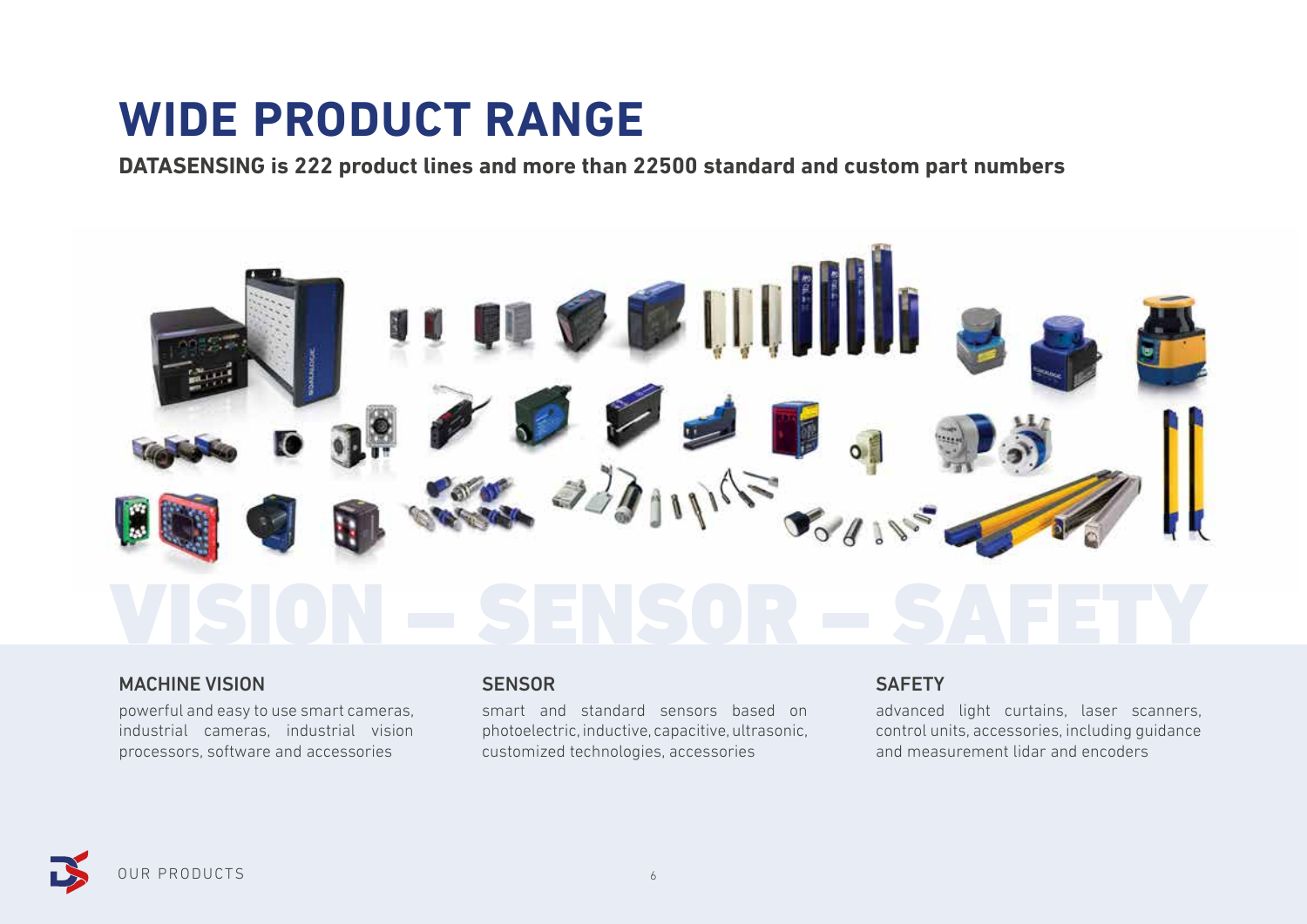# WIDE PRODUCT RANGE

**DATASENSING is 222 product lines and more than 22500 standard and custom part numbers**

VISION – SENSOR – SAFETY

## MACHINE VISION

powerful and easy to use smart cameras, industrial cameras, industrial vision processors, software and accessories

## SENSOR

smart and standard sensors based on photoelectric, inductive, capacitive, ultrasonic, customized technologies, accessories

## SAFETY

advanced light curtains, laser scanners, control units, accessories, including guidance and measurement lidar and encoders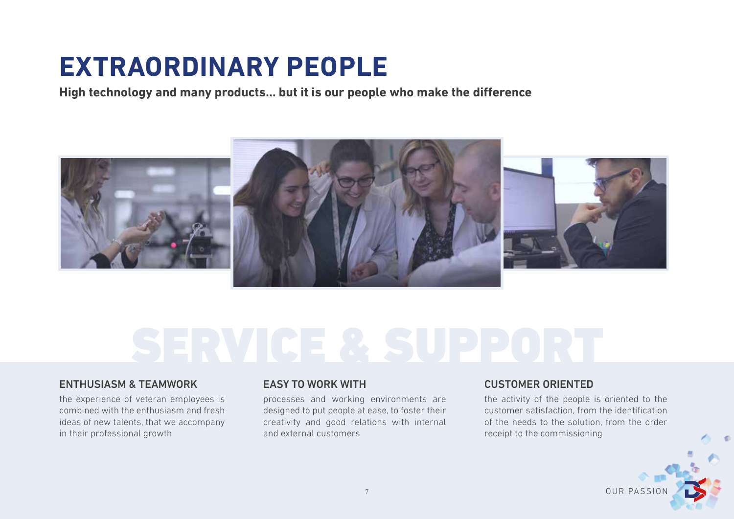# EXTRAORDINARY PEOPLE

**High technology and many products... but it is our people who make the difference**

SERVICE & SUPPORT

### ENTHUSIASM & TEAMWORK

the experience of veteran employees is combined with the enthusiasm and fresh ideas of new talents, that we accompany in their professional growth

### EASY TO WORK WITH

processes and working environments are designed to put people at ease, to foster their creativity and good relations with internal and external customers

### CUSTOMER ORIENTED

the activity of the people is oriented to the customer satisfaction, from the identification of the needs to the solution, from the order receipt to the commissioning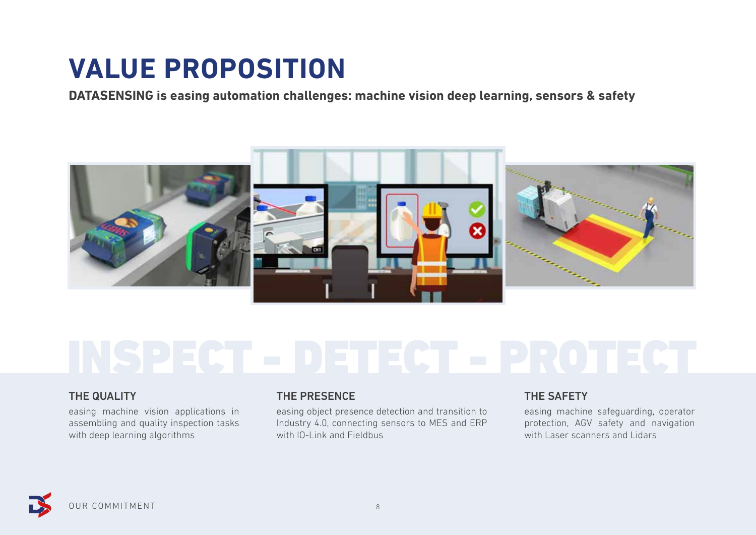# VALUE PROPOSITION

**DATASENSING is easing automation challenges: machine vision deep learning, sensors & safety**

INSPECT - DETECT - PROTECT

### THE QUALITY

easing machine vision applications in assembling and quality inspection tasks with deep learning algorithms

### THE PRESENCE

easing object presence detection and transition to Industry 4.0, connecting sensors to MES and ERP with IO-Link and Fieldbus

### THE SAFETY

easing machine safeguarding, operator protection, AGV safety and navigation with Laser scanners and Lidars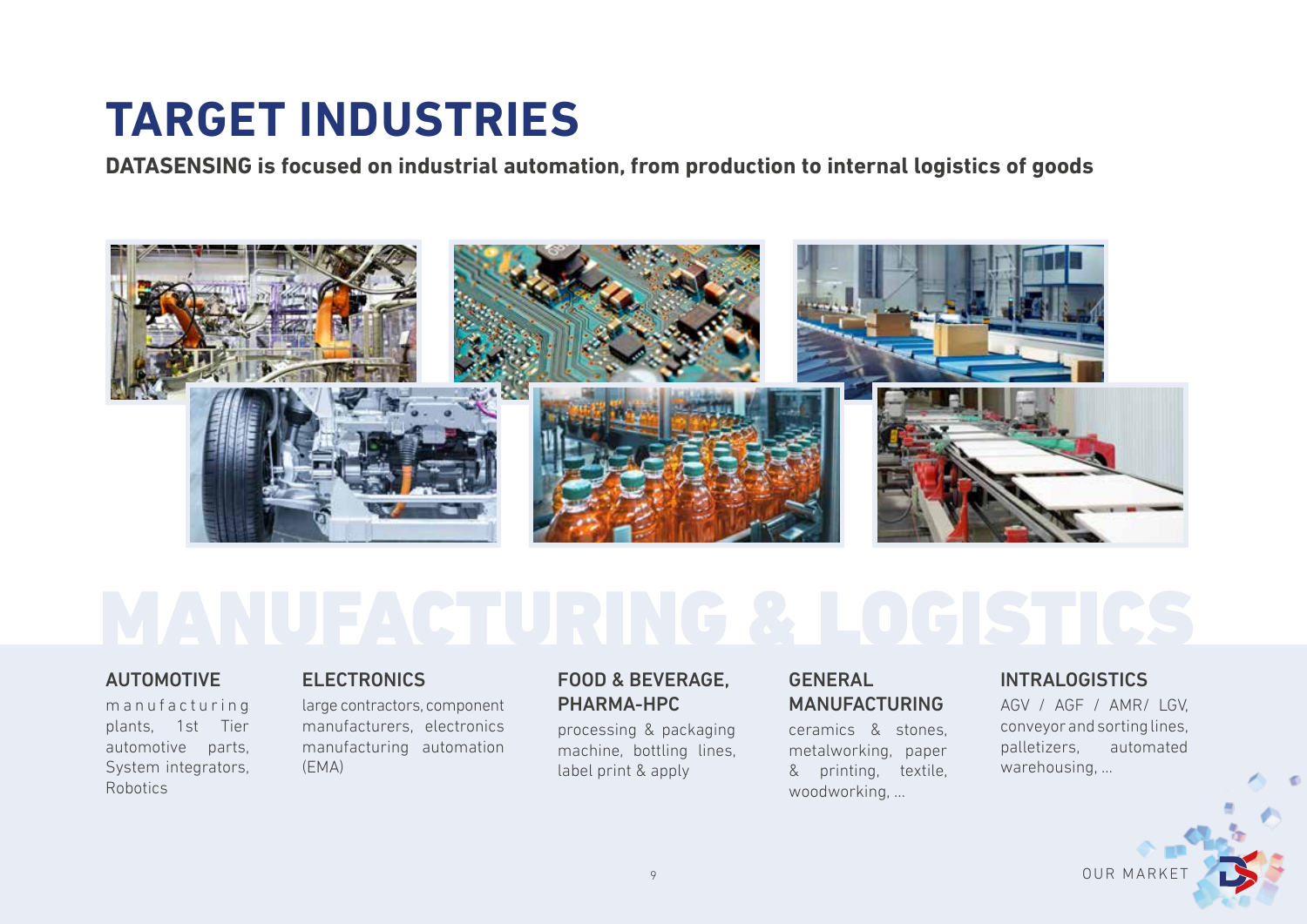# TARGET INDUSTRIES

**DATASENSING is focused on industrial automation, from production to internal logistics of goods**

MANUFACTURING & LOGISTICS

### AUTOMOTIVE

manufacturing plants, 1st Tier automotive parts, System integrators, Robotics

### ELECTRONICS

large contractors, component manufacturers, electronics manufacturing automation (EMA)

### FOOD & BEVERAGE, PHARMA-HPC

processing & packaging machine, bottling lines, label print & apply

### GENERAL MANUFACTURING

ceramics & stones, metalworking, paper & printing, textile, woodworking, ...

### INTRALOGISTICS

AGV / AGF / AMR/ LGV, conveyor and sorting lines, palletizers, automated warehousing, ...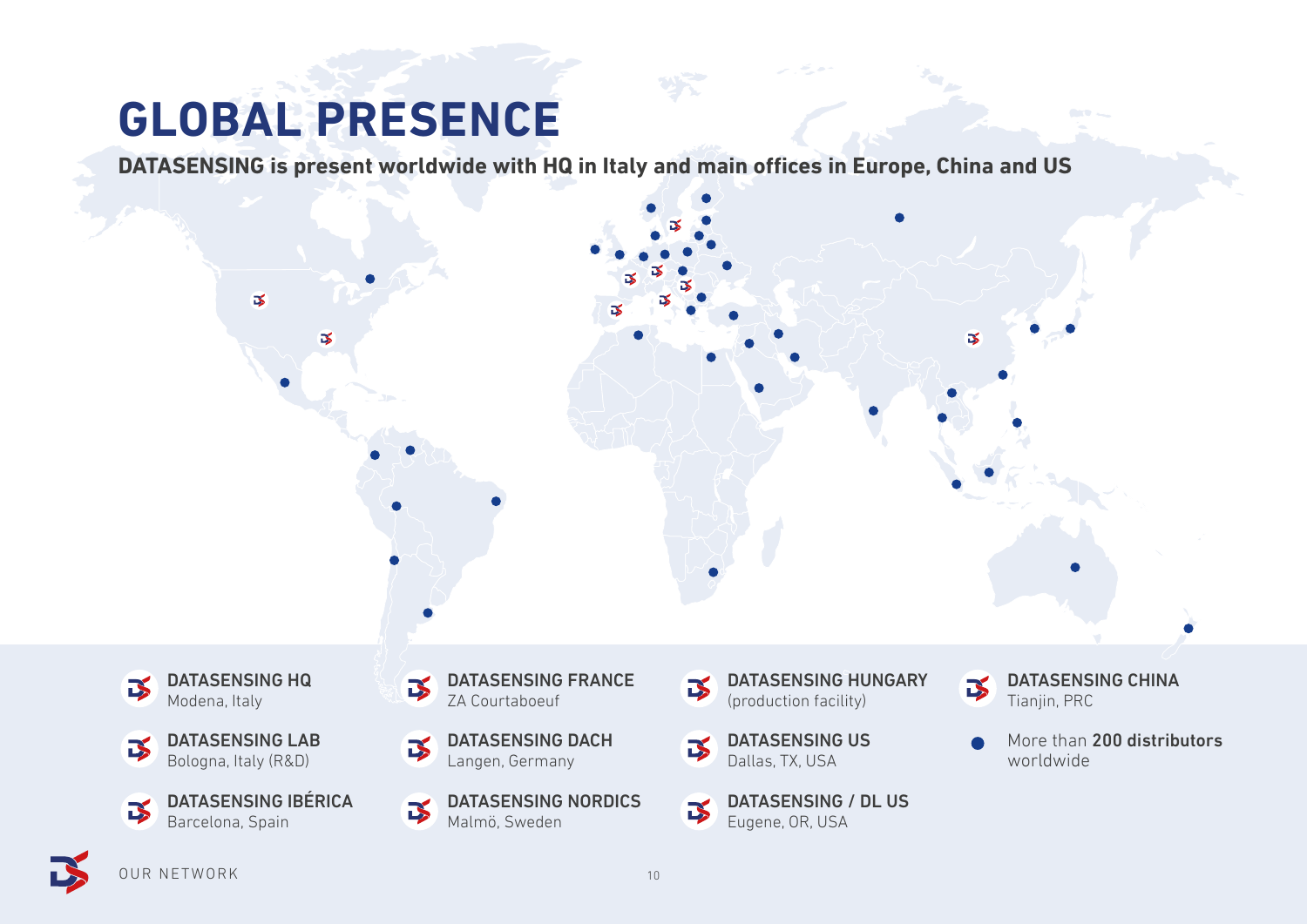# GLOBAL PRESENCE

**DATASENSING is present worldwide with HQ in Italy and main offices in Europe, China and US**

- **DATASENSING HQ**
  Modena, Italy
- **DATASENSING LAB**
  Bologna, Italy (R&D)
- **DATASENSING IBÉRICA**
  Barcelona, Spain
- **DATASENSING FRANCE**
  ZA Courtaboeuf
- **DATASENSING DACH**
  Langen, Germany
- **DATASENSING NORDICS**
  Malmö, Sweden
- **DATASENSING HUNGARY**
  (production facility)
- **DATASENSING US**
  Dallas, TX, USA
- **DATASENSING / DL US**
  Eugene, OR, USA
- **DATASENSING CHINA**
  Tianjin, PRC
- More than **200 distributors** worldwide

OUR NETWORK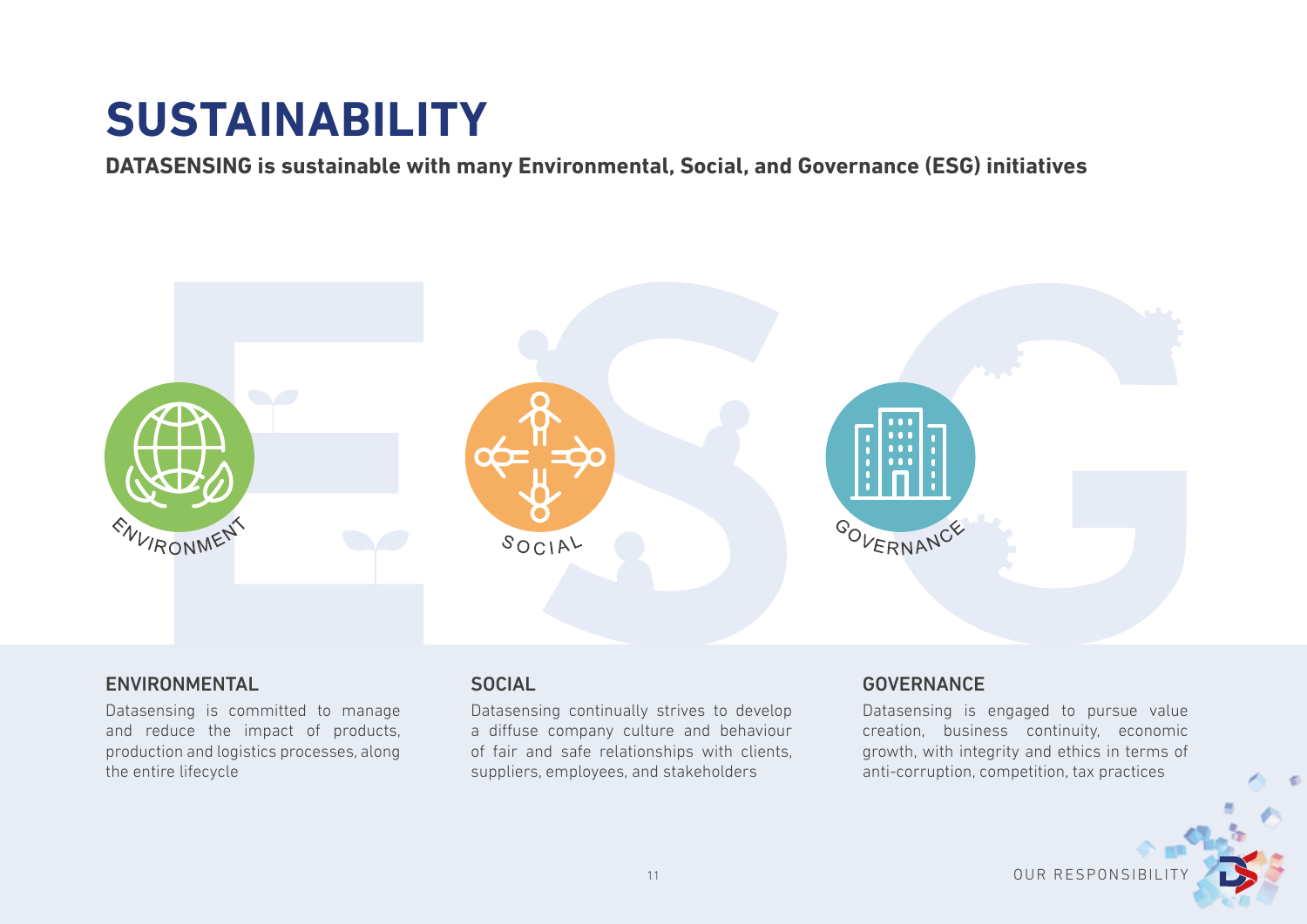# SUSTAINABILITY

**DATASENSING is sustainable with many Environmental, Social, and Governance (ESG) initiatives**

ENVIRONMENT

SOCIAL

GOVERNANCE

## ENVIRONMENTAL

Datasensing is committed to manage and reduce the impact of products, production and logistics processes, along the entire lifecycle

## SOCIAL

Datasensing continually strives to develop a diffuse company culture and behaviour of fair and safe relationships with clients, suppliers, employees, and stakeholders

## GOVERNANCE

Datasensing is engaged to pursue value creation, business continuity, economic growth, with integrity and ethics in terms of anti-corruption, competition, tax practices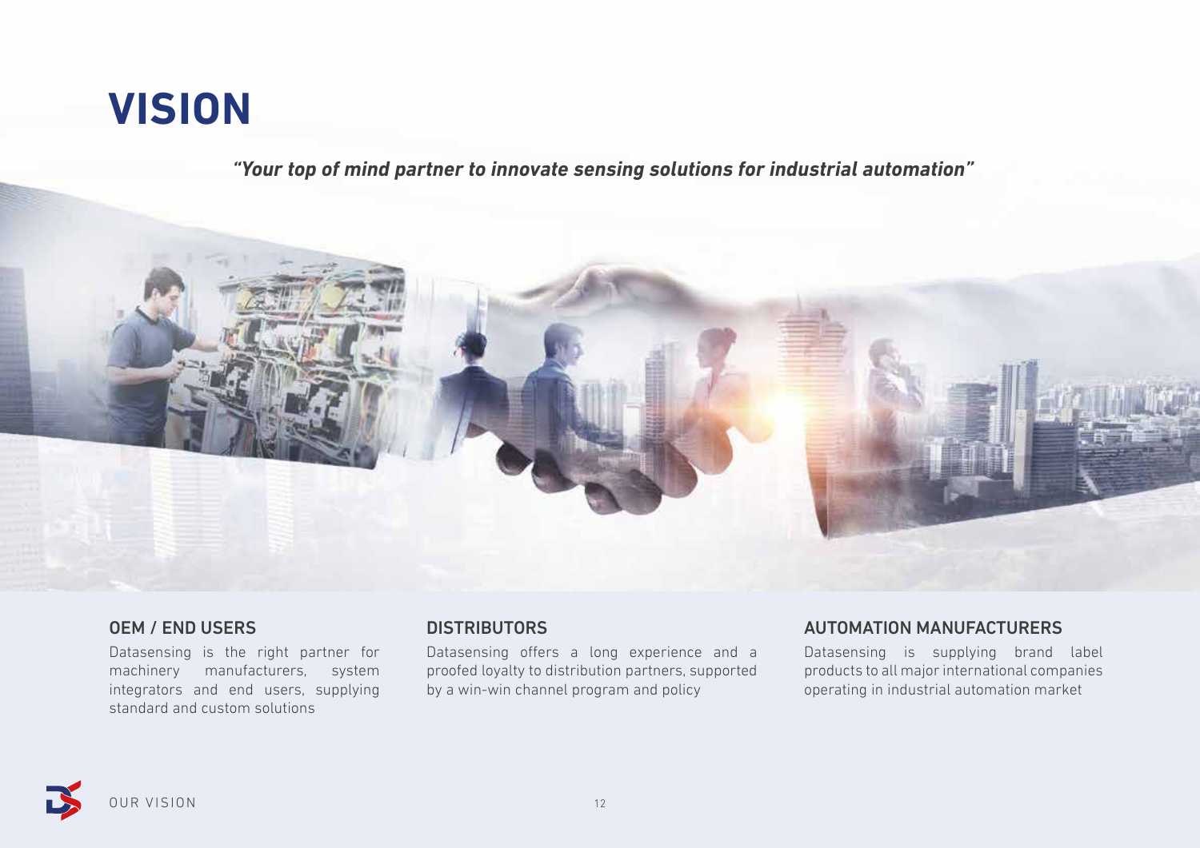# VISION

***"Your top of mind partner to innovate sensing solutions for industrial automation"***

## OEM / END USERS

Datasensing is the right partner for machinery manufacturers, system integrators and end users, supplying standard and custom solutions

## DISTRIBUTORS

Datasensing offers a long experience and a proofed loyalty to distribution partners, supported by a win-win channel program and policy

## AUTOMATION MANUFACTURERS

Datasensing is supplying brand label products to all major international companies operating in industrial automation market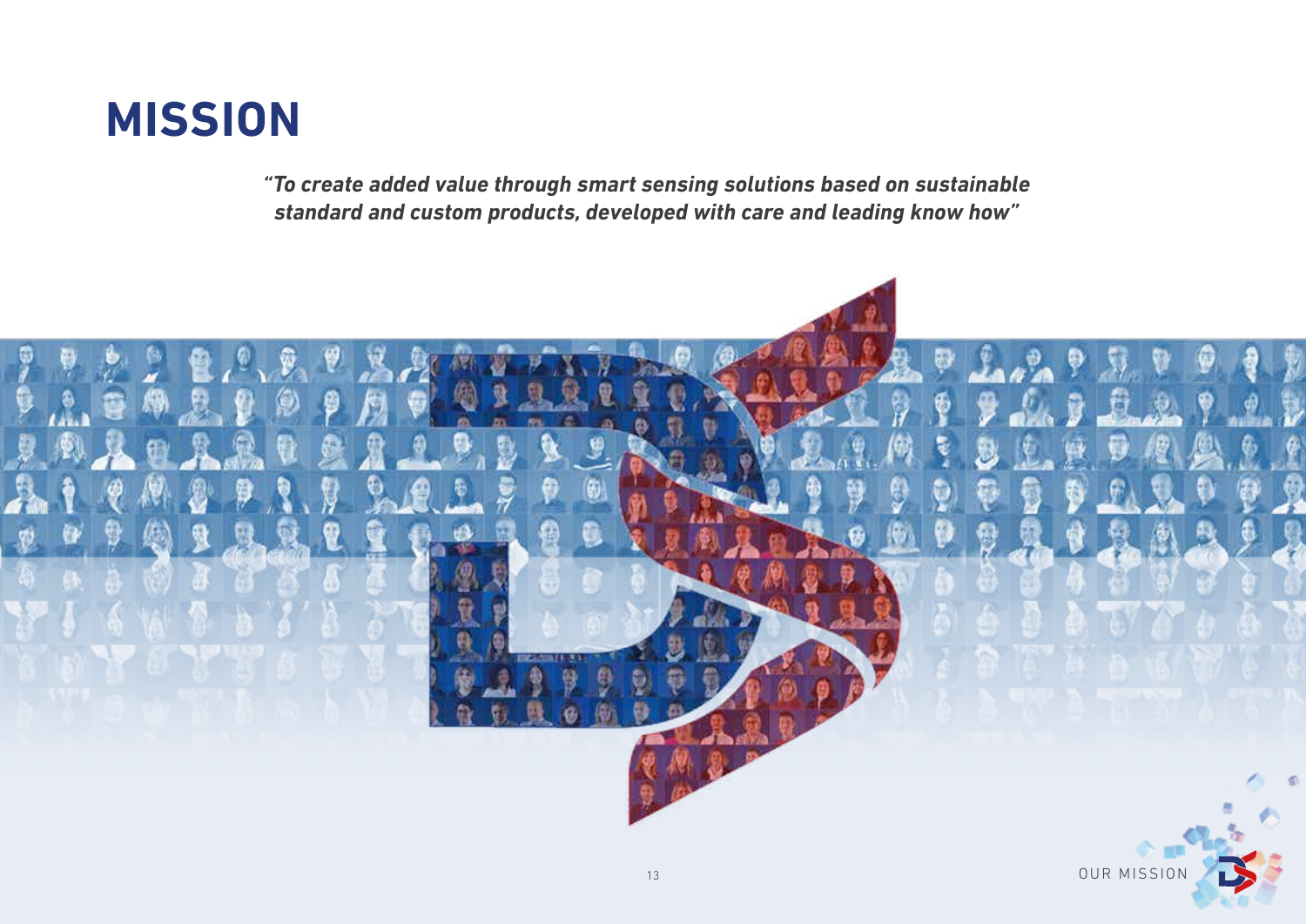# MISSION

***"To create added value through smart sensing solutions based on sustainable standard and custom products, developed with care and leading know how"***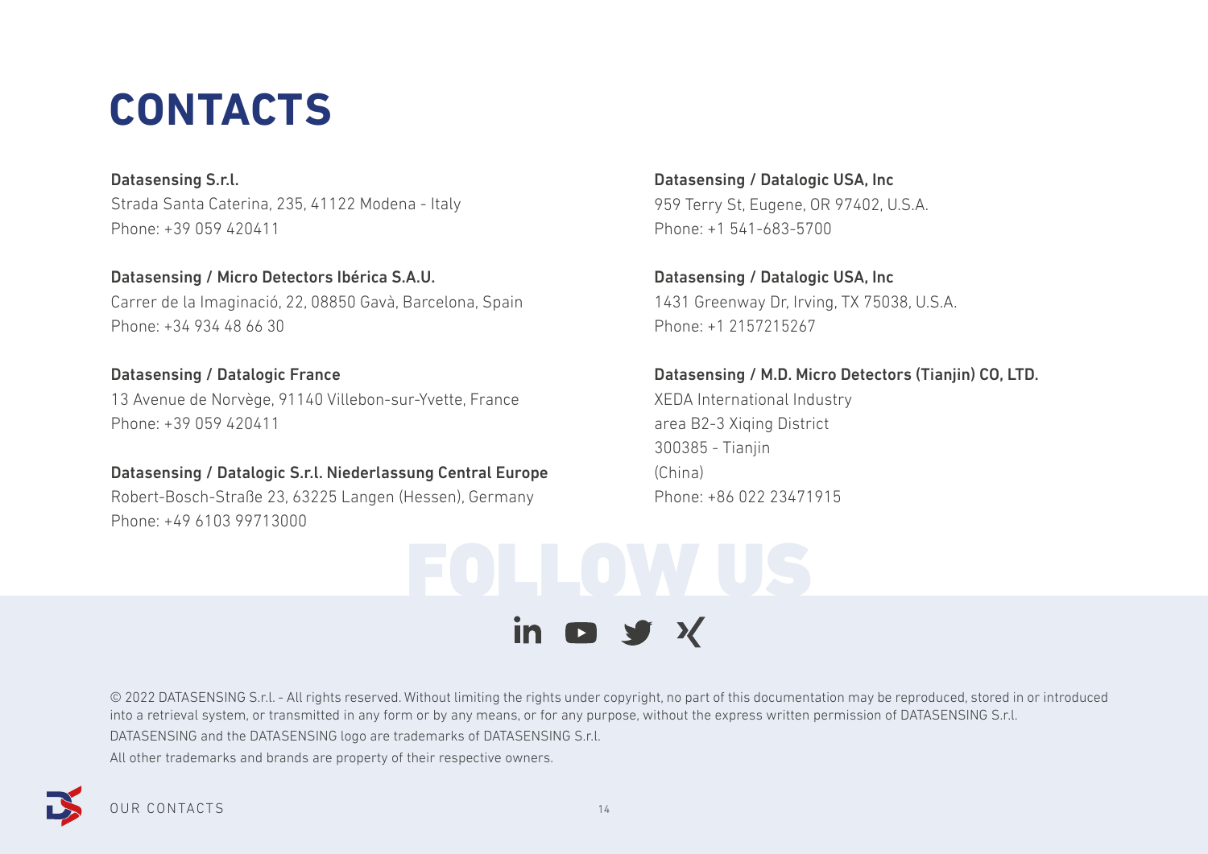# CONTACTS

**Datasensing S.r.l.**
Strada Santa Caterina, 235, 41122 Modena - Italy
Phone: +39 059 420411

**Datasensing / Micro Detectors Ibérica S.A.U.**
Carrer de la Imaginació, 22, 08850 Gavà, Barcelona, Spain
Phone: +34 934 48 66 30

**Datasensing / Datalogic France**
13 Avenue de Norvège, 91140 Villebon-sur-Yvette, France
Phone: +39 059 420411

**Datasensing / Datalogic S.r.l. Niederlassung Central Europe**
Robert-Bosch-Straße 23, 63225 Langen (Hessen), Germany
Phone: +49 6103 99713000

**Datasensing / Datalogic USA, Inc**
959 Terry St, Eugene, OR 97402, U.S.A.
Phone: +1 541-683-5700

**Datasensing / Datalogic USA, Inc**
1431 Greenway Dr, Irving, TX 75038, U.S.A.
Phone: +1 2157215267

**Datasensing / M.D. Micro Detectors (Tianjin) CO, LTD.**
XEDA International Industry
area B2-3 Xiqing District
300385 - Tianjin
(China)
Phone: +86 022 23471915

FOLLOW US

© 2022 DATASENSING S.r.l. - All rights reserved. Without limiting the rights under copyright, no part of this documentation may be reproduced, stored in or introduced into a retrieval system, or transmitted in any form or by any means, or for any purpose, without the express written permission of DATASENSING S.r.l.
DATASENSING and the DATASENSING logo are trademarks of DATASENSING S.r.l.
All other trademarks and brands are property of their respective owners.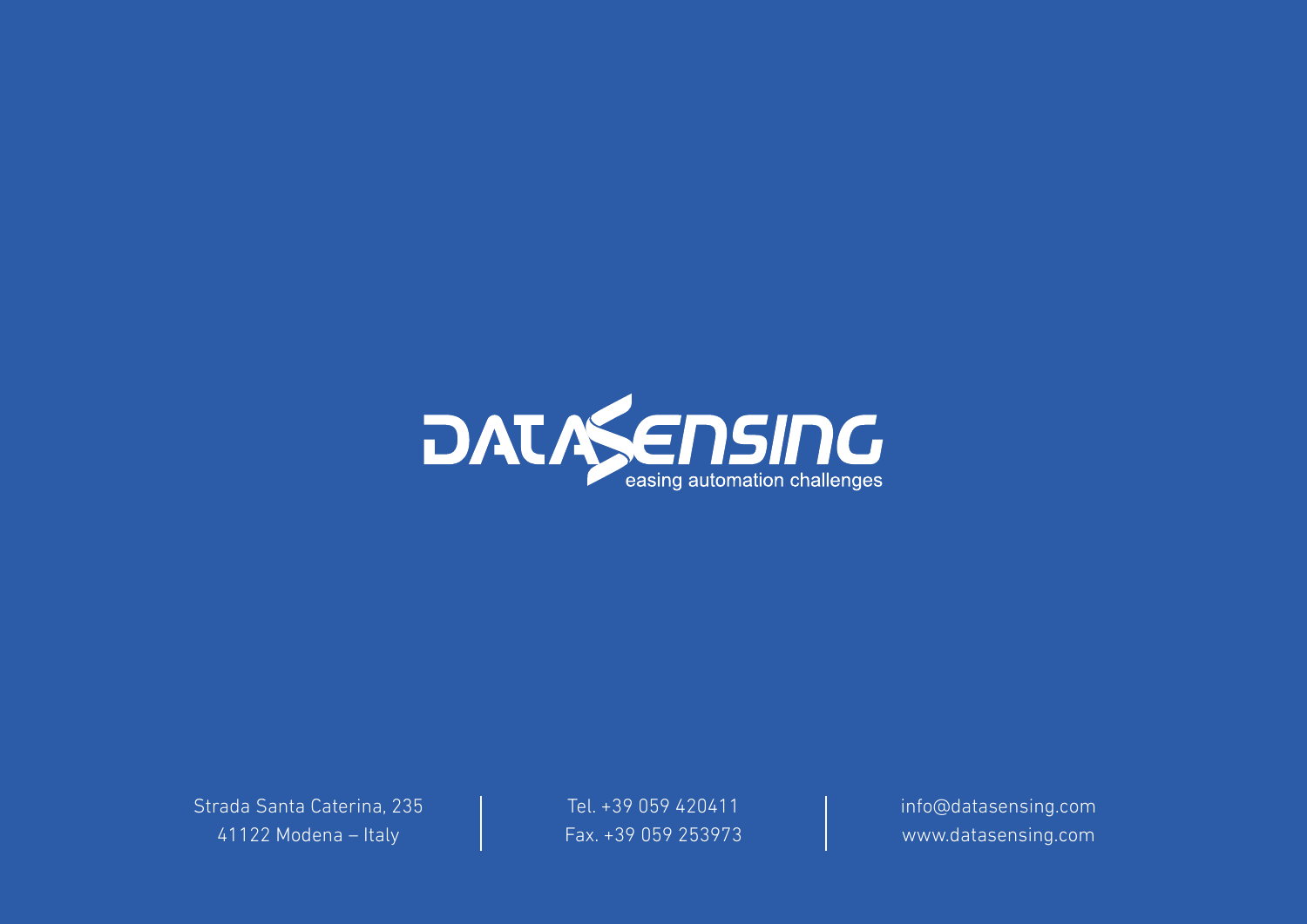DATASENSING

easing automation challenges

Strada Santa Caterina, 235
41122 Modena – Italy

Tel. +39 059 420411
Fax. +39 059 253973

info@datasensing.com
www.datasensing.com